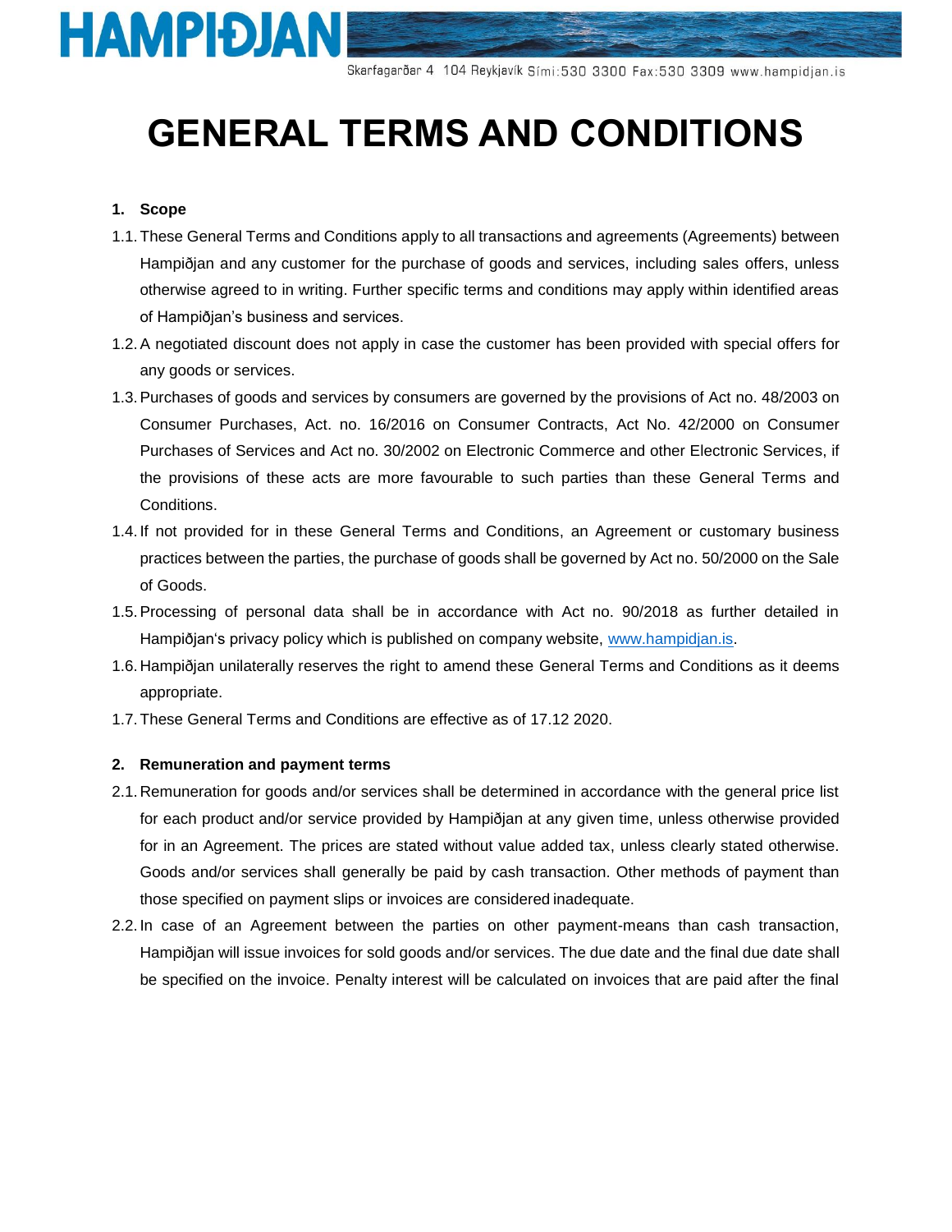# GENERAL TERMS AND CONDITIONS

1. **Scope**

1.1. These General Terms and Conditions apply to all transactions and agreements (Agreements) between Hampiðjan and any customer for the purchase of goods and services, including sales offers, unless otherwise agreed to in writing. Further specific terms and conditions may apply within identified areas of Hampiðjan's business and services.

1.2. A negotiated discount does not apply in case the customer has been provided with special offers for any goods or services.

1.3. Purchases of goods and services by consumers are governed by the provisions of Act no. 48/2003 on Consumer Purchases, Act. no. 16/2016 on Consumer Contracts, Act No. 42/2000 on Consumer Purchases of Services and Act no. 30/2002 on Electronic Commerce and other Electronic Services, if the provisions of these acts are more favourable to such parties than these General Terms and Conditions.

1.4. If not provided for in these General Terms and Conditions, an Agreement or customary business practices between the parties, the purchase of goods shall be governed by Act no. 50/2000 on the Sale of Goods.

1.5. Processing of personal data shall be in accordance with Act no. 90/2018 as further detailed in Hampiðjan's privacy policy which is published on company website, www.hampidjan.is.

1.6. Hampiðjan unilaterally reserves the right to amend these General Terms and Conditions as it deems appropriate.

1.7. These General Terms and Conditions are effective as of 17.12 2020.

2. **Remuneration and payment terms**

2.1. Remuneration for goods and/or services shall be determined in accordance with the general price list for each product and/or service provided by Hampiðjan at any given time, unless otherwise provided for in an Agreement. The prices are stated without value added tax, unless clearly stated otherwise. Goods and/or services shall generally be paid by cash transaction. Other methods of payment than those specified on payment slips or invoices are considered inadequate.

2.2. In case of an Agreement between the parties on other payment-means than cash transaction, Hampiðjan will issue invoices for sold goods and/or services. The due date and the final due date shall be specified on the invoice. Penalty interest will be calculated on invoices that are paid after the final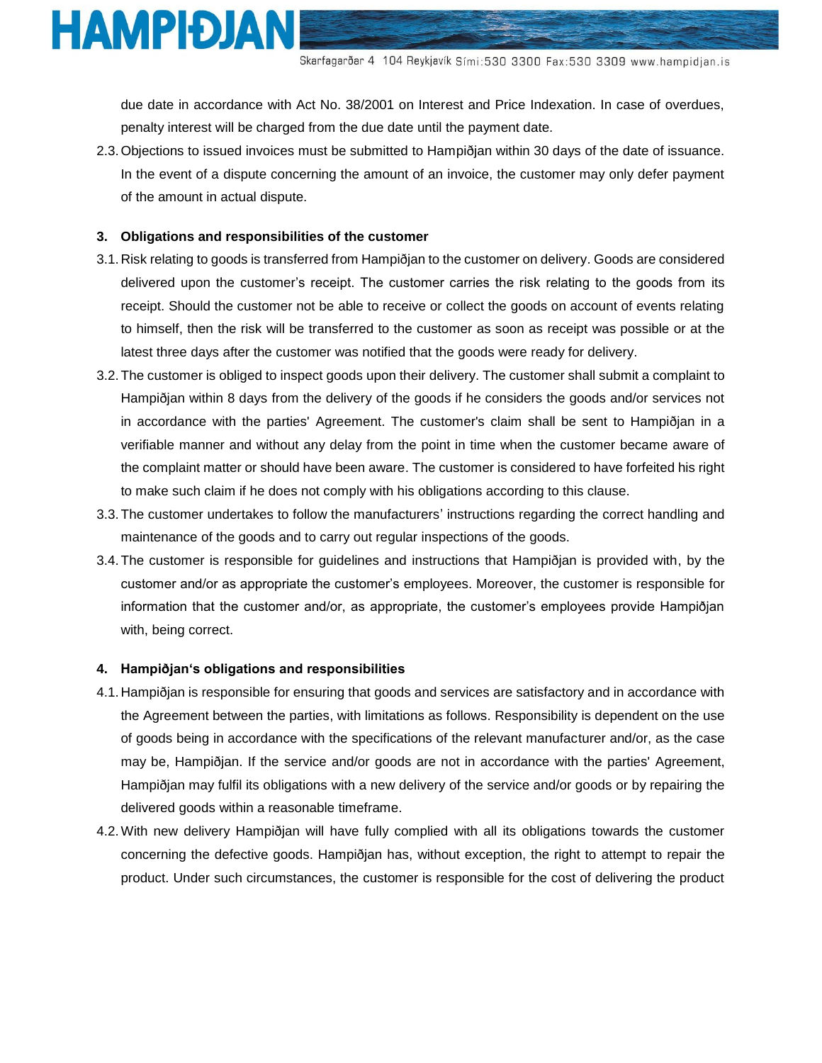due date in accordance with Act No. 38/2001 on Interest and Price Indexation. In case of overdues, penalty interest will be charged from the due date until the payment date.

2.3. Objections to issued invoices must be submitted to Hampiðjan within 30 days of the date of issuance. In the event of a dispute concerning the amount of an invoice, the customer may only defer payment of the amount in actual dispute.

**3. Obligations and responsibilities of the customer**

3.1. Risk relating to goods is transferred from Hampiðjan to the customer on delivery. Goods are considered delivered upon the customer's receipt. The customer carries the risk relating to the goods from its receipt. Should the customer not be able to receive or collect the goods on account of events relating to himself, then the risk will be transferred to the customer as soon as receipt was possible or at the latest three days after the customer was notified that the goods were ready for delivery.

3.2. The customer is obliged to inspect goods upon their delivery. The customer shall submit a complaint to Hampiðjan within 8 days from the delivery of the goods if he considers the goods and/or services not in accordance with the parties' Agreement. The customer's claim shall be sent to Hampiðjan in a verifiable manner and without any delay from the point in time when the customer became aware of the complaint matter or should have been aware. The customer is considered to have forfeited his right to make such claim if he does not comply with his obligations according to this clause.

3.3. The customer undertakes to follow the manufacturers' instructions regarding the correct handling and maintenance of the goods and to carry out regular inspections of the goods.

3.4. The customer is responsible for guidelines and instructions that Hampiðjan is provided with, by the customer and/or as appropriate the customer's employees. Moreover, the customer is responsible for information that the customer and/or, as appropriate, the customer's employees provide Hampiðjan with, being correct.

**4. Hampiðjan's obligations and responsibilities**

4.1. Hampiðjan is responsible for ensuring that goods and services are satisfactory and in accordance with the Agreement between the parties, with limitations as follows. Responsibility is dependent on the use of goods being in accordance with the specifications of the relevant manufacturer and/or, as the case may be, Hampiðjan. If the service and/or goods are not in accordance with the parties' Agreement, Hampiðjan may fulfil its obligations with a new delivery of the service and/or goods or by repairing the delivered goods within a reasonable timeframe.

4.2. With new delivery Hampiðjan will have fully complied with all its obligations towards the customer concerning the defective goods. Hampiðjan has, without exception, the right to attempt to repair the product. Under such circumstances, the customer is responsible for the cost of delivering the product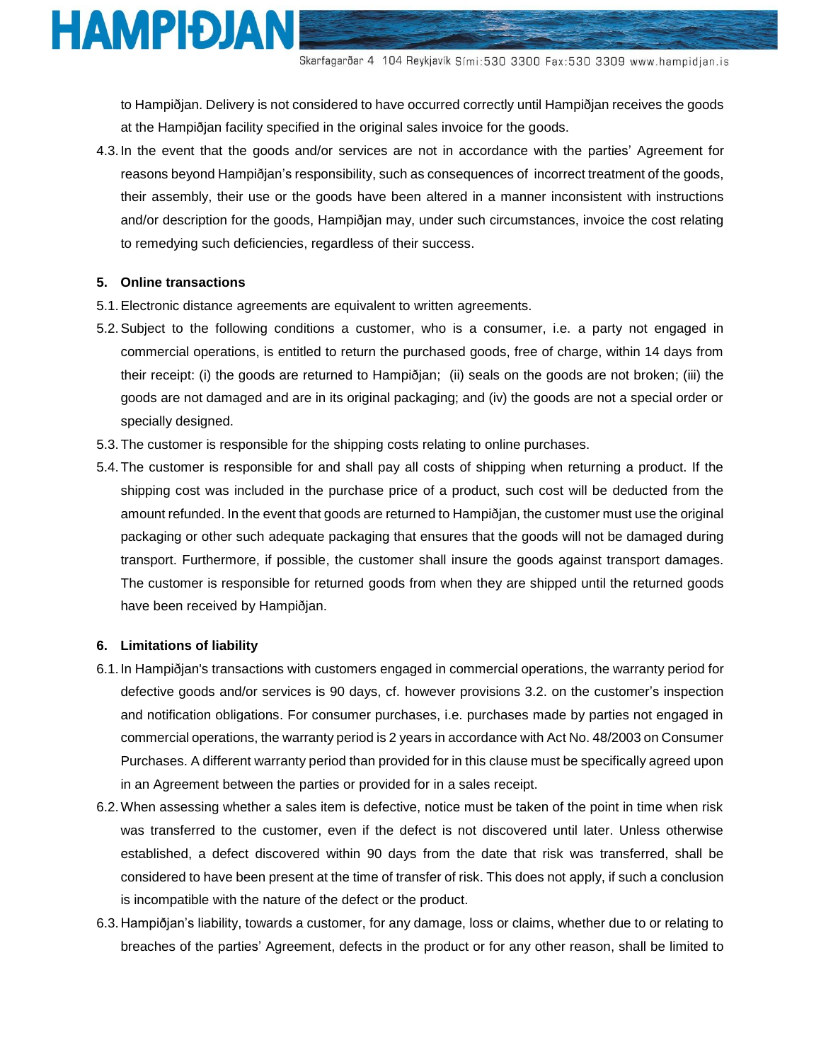to Hampiðjan. Delivery is not considered to have occurred correctly until Hampiðjan receives the goods at the Hampiðjan facility specified in the original sales invoice for the goods.

4.3. In the event that the goods and/or services are not in accordance with the parties' Agreement for reasons beyond Hampiðjan's responsibility, such as consequences of incorrect treatment of the goods, their assembly, their use or the goods have been altered in a manner inconsistent with instructions and/or description for the goods, Hampiðjan may, under such circumstances, invoice the cost relating to remedying such deficiencies, regardless of their success.

**5. Online transactions**

5.1. Electronic distance agreements are equivalent to written agreements.

5.2. Subject to the following conditions a customer, who is a consumer, i.e. a party not engaged in commercial operations, is entitled to return the purchased goods, free of charge, within 14 days from their receipt: (i) the goods are returned to Hampiðjan; (ii) seals on the goods are not broken; (iii) the goods are not damaged and are in its original packaging; and (iv) the goods are not a special order or specially designed.

5.3. The customer is responsible for the shipping costs relating to online purchases.

5.4. The customer is responsible for and shall pay all costs of shipping when returning a product. If the shipping cost was included in the purchase price of a product, such cost will be deducted from the amount refunded. In the event that goods are returned to Hampiðjan, the customer must use the original packaging or other such adequate packaging that ensures that the goods will not be damaged during transport. Furthermore, if possible, the customer shall insure the goods against transport damages. The customer is responsible for returned goods from when they are shipped until the returned goods have been received by Hampiðjan.

**6. Limitations of liability**

6.1. In Hampiðjan's transactions with customers engaged in commercial operations, the warranty period for defective goods and/or services is 90 days, cf. however provisions 3.2. on the customer's inspection and notification obligations. For consumer purchases, i.e. purchases made by parties not engaged in commercial operations, the warranty period is 2 years in accordance with Act No. 48/2003 on Consumer Purchases. A different warranty period than provided for in this clause must be specifically agreed upon in an Agreement between the parties or provided for in a sales receipt.

6.2. When assessing whether a sales item is defective, notice must be taken of the point in time when risk was transferred to the customer, even if the defect is not discovered until later. Unless otherwise established, a defect discovered within 90 days from the date that risk was transferred, shall be considered to have been present at the time of transfer of risk. This does not apply, if such a conclusion is incompatible with the nature of the defect or the product.

6.3. Hampiðjan's liability, towards a customer, for any damage, loss or claims, whether due to or relating to breaches of the parties' Agreement, defects in the product or for any other reason, shall be limited to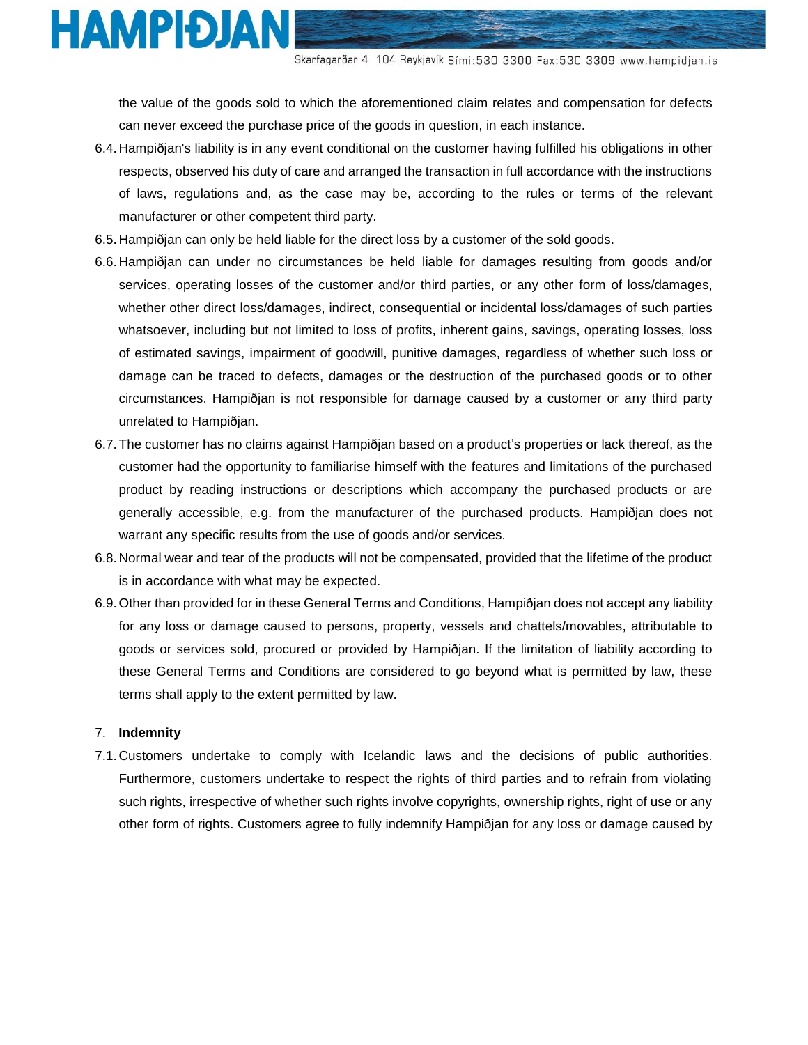the value of the goods sold to which the aforementioned claim relates and compensation for defects can never exceed the purchase price of the goods in question, in each instance.

6.4. Hampiðjan's liability is in any event conditional on the customer having fulfilled his obligations in other respects, observed his duty of care and arranged the transaction in full accordance with the instructions of laws, regulations and, as the case may be, according to the rules or terms of the relevant manufacturer or other competent third party.

6.5. Hampiðjan can only be held liable for the direct loss by a customer of the sold goods.

6.6. Hampiðjan can under no circumstances be held liable for damages resulting from goods and/or services, operating losses of the customer and/or third parties, or any other form of loss/damages, whether other direct loss/damages, indirect, consequential or incidental loss/damages of such parties whatsoever, including but not limited to loss of profits, inherent gains, savings, operating losses, loss of estimated savings, impairment of goodwill, punitive damages, regardless of whether such loss or damage can be traced to defects, damages or the destruction of the purchased goods or to other circumstances. Hampiðjan is not responsible for damage caused by a customer or any third party unrelated to Hampiðjan.

6.7. The customer has no claims against Hampiðjan based on a product's properties or lack thereof, as the customer had the opportunity to familiarise himself with the features and limitations of the purchased product by reading instructions or descriptions which accompany the purchased products or are generally accessible, e.g. from the manufacturer of the purchased products. Hampiðjan does not warrant any specific results from the use of goods and/or services.

6.8. Normal wear and tear of the products will not be compensated, provided that the lifetime of the product is in accordance with what may be expected.

6.9. Other than provided for in these General Terms and Conditions, Hampiðjan does not accept any liability for any loss or damage caused to persons, property, vessels and chattels/movables, attributable to goods or services sold, procured or provided by Hampiðjan. If the limitation of liability according to these General Terms and Conditions are considered to go beyond what is permitted by law, these terms shall apply to the extent permitted by law.

7. **Indemnity**

7.1. Customers undertake to comply with Icelandic laws and the decisions of public authorities. Furthermore, customers undertake to respect the rights of third parties and to refrain from violating such rights, irrespective of whether such rights involve copyrights, ownership rights, right of use or any other form of rights. Customers agree to fully indemnify Hampiðjan for any loss or damage caused by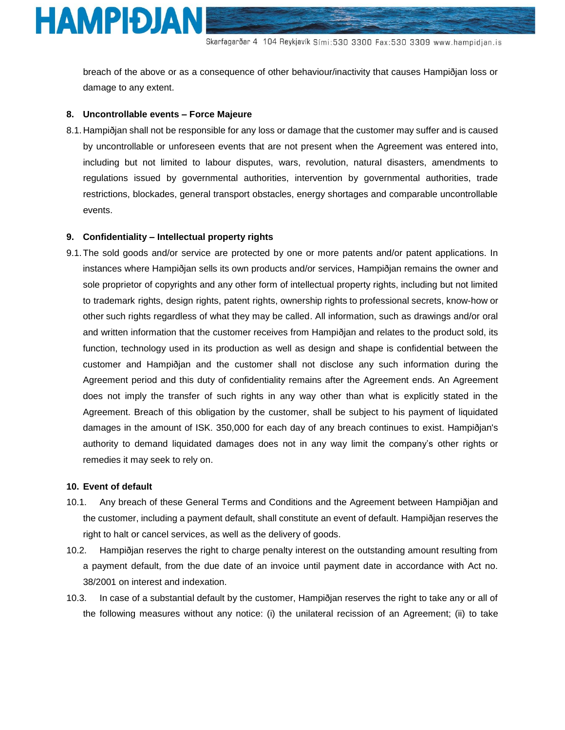breach of the above or as a consequence of other behaviour/inactivity that causes Hampiðjan loss or damage to any extent.

**8. Uncontrollable events – Force Majeure**

8.1. Hampiðjan shall not be responsible for any loss or damage that the customer may suffer and is caused by uncontrollable or unforeseen events that are not present when the Agreement was entered into, including but not limited to labour disputes, wars, revolution, natural disasters, amendments to regulations issued by governmental authorities, intervention by governmental authorities, trade restrictions, blockades, general transport obstacles, energy shortages and comparable uncontrollable events.

**9. Confidentiality – Intellectual property rights**

9.1. The sold goods and/or service are protected by one or more patents and/or patent applications. In instances where Hampiðjan sells its own products and/or services, Hampiðjan remains the owner and sole proprietor of copyrights and any other form of intellectual property rights, including but not limited to trademark rights, design rights, patent rights, ownership rights to professional secrets, know-how or other such rights regardless of what they may be called. All information, such as drawings and/or oral and written information that the customer receives from Hampiðjan and relates to the product sold, its function, technology used in its production as well as design and shape is confidential between the customer and Hampiðjan and the customer shall not disclose any such information during the Agreement period and this duty of confidentiality remains after the Agreement ends. An Agreement does not imply the transfer of such rights in any way other than what is explicitly stated in the Agreement. Breach of this obligation by the customer, shall be subject to his payment of liquidated damages in the amount of ISK. 350,000 for each day of any breach continues to exist. Hampiðjan's authority to demand liquidated damages does not in any way limit the company’s other rights or remedies it may seek to rely on.

**10. Event of default**

10.1. Any breach of these General Terms and Conditions and the Agreement between Hampiðjan and the customer, including a payment default, shall constitute an event of default. Hampiðjan reserves the right to halt or cancel services, as well as the delivery of goods.

10.2. Hampiðjan reserves the right to charge penalty interest on the outstanding amount resulting from a payment default, from the due date of an invoice until payment date in accordance with Act no. 38/2001 on interest and indexation.

10.3. In case of a substantial default by the customer, Hampiðjan reserves the right to take any or all of the following measures without any notice: (i) the unilateral recission of an Agreement; (ii) to take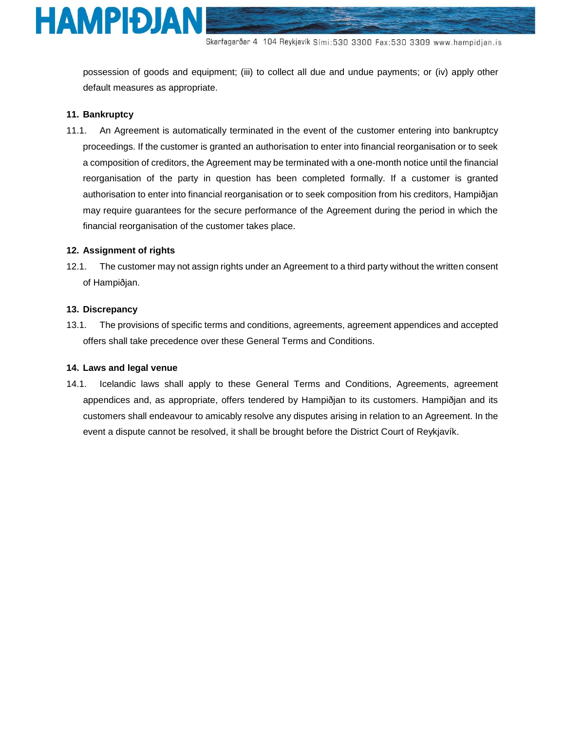possession of goods and equipment; (iii) to collect all due and undue payments; or (iv) apply other default measures as appropriate.

**11. Bankruptcy**

11.1. An Agreement is automatically terminated in the event of the customer entering into bankruptcy proceedings. If the customer is granted an authorisation to enter into financial reorganisation or to seek a composition of creditors, the Agreement may be terminated with a one-month notice until the financial reorganisation of the party in question has been completed formally. If a customer is granted authorisation to enter into financial reorganisation or to seek composition from his creditors, Hampiðjan may require guarantees for the secure performance of the Agreement during the period in which the financial reorganisation of the customer takes place.

**12. Assignment of rights**

12.1. The customer may not assign rights under an Agreement to a third party without the written consent of Hampiðjan.

**13. Discrepancy**

13.1. The provisions of specific terms and conditions, agreements, agreement appendices and accepted offers shall take precedence over these General Terms and Conditions.

**14. Laws and legal venue**

14.1. Icelandic laws shall apply to these General Terms and Conditions, Agreements, agreement appendices and, as appropriate, offers tendered by Hampiðjan to its customers. Hampiðjan and its customers shall endeavour to amicably resolve any disputes arising in relation to an Agreement. In the event a dispute cannot be resolved, it shall be brought before the District Court of Reykjavík.